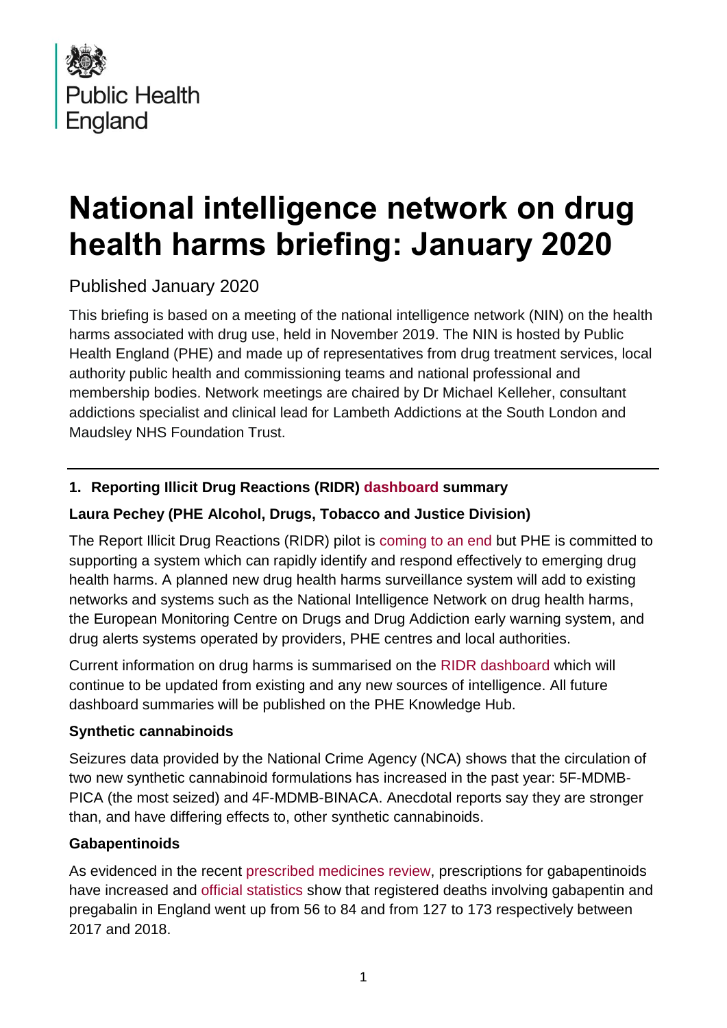Public Health England

# National intelligence network on drug health harms briefing: January 2020

Published January 2020

This briefing is based on a meeting of the national intelligence network (NIN) on the health harms associated with drug use, held in November 2019. The NIN is hosted by Public Health England (PHE) and made up of representatives from drug treatment services, local authority public health and commissioning teams and national professional and membership bodies. Network meetings are chaired by Dr Michael Kelleher, consultant addictions specialist and clinical lead for Lambeth Addictions at the South London and Maudsley NHS Foundation Trust.

---

## 1. Reporting Illicit Drug Reactions (RIDR) dashboard summary

### Laura Pechey (PHE Alcohol, Drugs, Tobacco and Justice Division)

The Report Illicit Drug Reactions (RIDR) pilot is coming to an end but PHE is committed to supporting a system which can rapidly identify and respond effectively to emerging drug health harms. A planned new drug health harms surveillance system will add to existing networks and systems such as the National Intelligence Network on drug health harms, the European Monitoring Centre on Drugs and Drug Addiction early warning system, and drug alerts systems operated by providers, PHE centres and local authorities.

Current information on drug harms is summarised on the RIDR dashboard which will continue to be updated from existing and any new sources of intelligence. All future dashboard summaries will be published on the PHE Knowledge Hub.

**Synthetic cannabinoids**

Seizures data provided by the National Crime Agency (NCA) shows that the circulation of two new synthetic cannabinoid formulations has increased in the past year: 5F-MDMB-PICA (the most seized) and 4F-MDMB-BINACA. Anecdotal reports say they are stronger than, and have differing effects to, other synthetic cannabinoids.

**Gabapentinoids**

As evidenced in the recent prescribed medicines review, prescriptions for gabapentinoids have increased and official statistics show that registered deaths involving gabapentin and pregabalin in England went up from 56 to 84 and from 127 to 173 respectively between 2017 and 2018.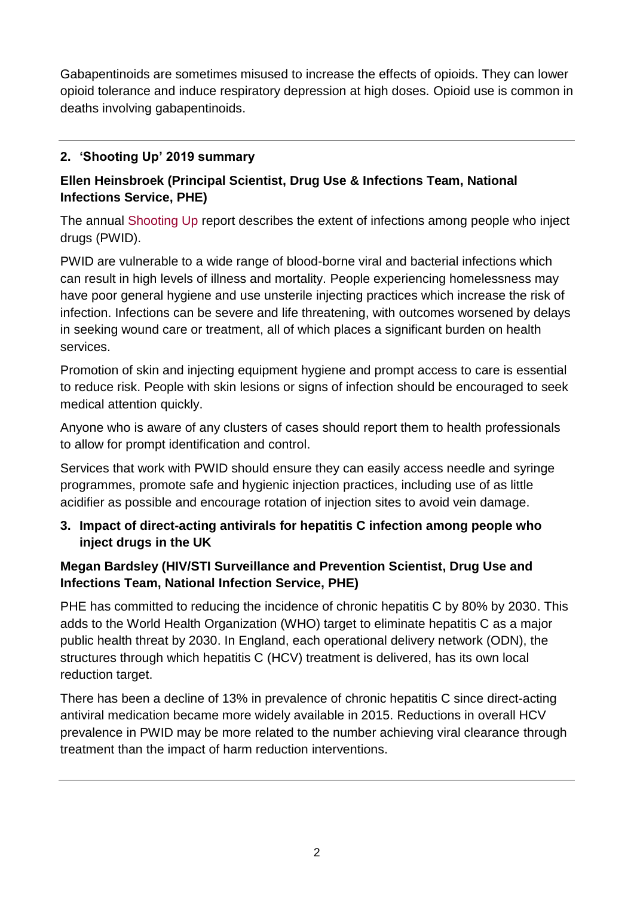Gabapentinoids are sometimes misused to increase the effects of opioids. They can lower opioid tolerance and induce respiratory depression at high doses. Opioid use is common in deaths involving gabapentinoids.

---

## 2. 'Shooting Up' 2019 summary

**Ellen Heinsbroek (Principal Scientist, Drug Use & Infections Team, National Infections Service, PHE)**

The annual Shooting Up report describes the extent of infections among people who inject drugs (PWID).

PWID are vulnerable to a wide range of blood-borne viral and bacterial infections which can result in high levels of illness and mortality. People experiencing homelessness may have poor general hygiene and use unsterile injecting practices which increase the risk of infection. Infections can be severe and life threatening, with outcomes worsened by delays in seeking wound care or treatment, all of which places a significant burden on health services.

Promotion of skin and injecting equipment hygiene and prompt access to care is essential to reduce risk. People with skin lesions or signs of infection should be encouraged to seek medical attention quickly.

Anyone who is aware of any clusters of cases should report them to health professionals to allow for prompt identification and control.

Services that work with PWID should ensure they can easily access needle and syringe programmes, promote safe and hygienic injection practices, including use of as little acidifier as possible and encourage rotation of injection sites to avoid vein damage.

## 3. Impact of direct-acting antivirals for hepatitis C infection among people who inject drugs in the UK

**Megan Bardsley (HIV/STI Surveillance and Prevention Scientist, Drug Use and Infections Team, National Infection Service, PHE)**

PHE has committed to reducing the incidence of chronic hepatitis C by 80% by 2030. This adds to the World Health Organization (WHO) target to eliminate hepatitis C as a major public health threat by 2030. In England, each operational delivery network (ODN), the structures through which hepatitis C (HCV) treatment is delivered, has its own local reduction target.

There has been a decline of 13% in prevalence of chronic hepatitis C since direct-acting antiviral medication became more widely available in 2015. Reductions in overall HCV prevalence in PWID may be more related to the number achieving viral clearance through treatment than the impact of harm reduction interventions.

---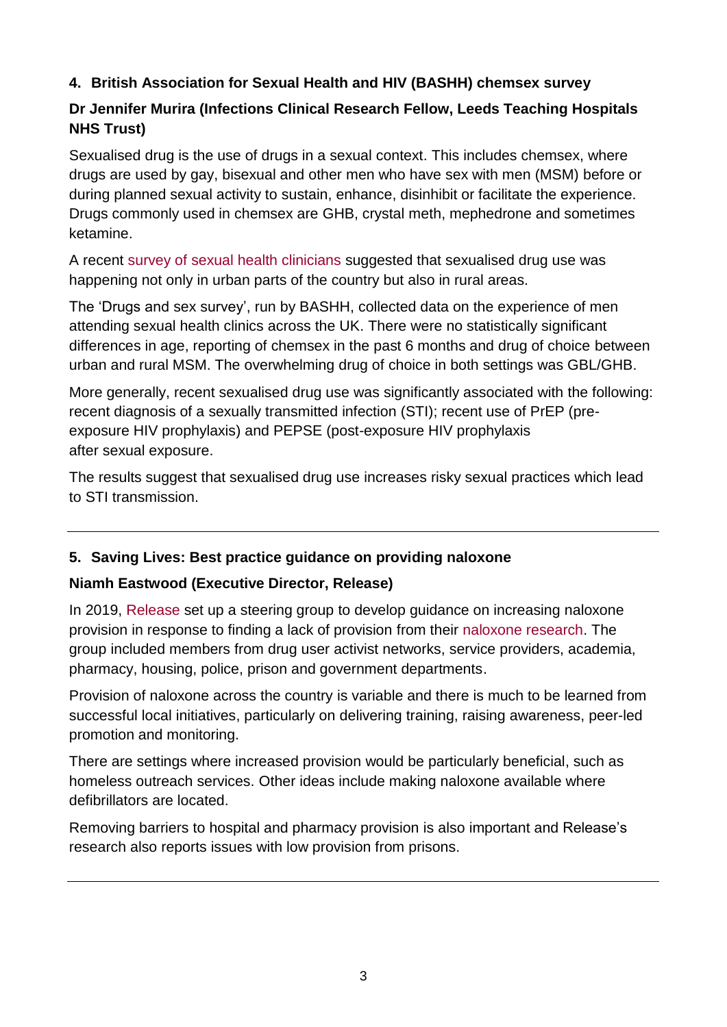## 4. British Association for Sexual Health and HIV (BASHH) chemsex survey

**Dr Jennifer Murira (Infections Clinical Research Fellow, Leeds Teaching Hospitals NHS Trust)**

Sexualised drug is the use of drugs in a sexual context. This includes chemsex, where drugs are used by gay, bisexual and other men who have sex with men (MSM) before or during planned sexual activity to sustain, enhance, disinhibit or facilitate the experience. Drugs commonly used in chemsex are GHB, crystal meth, mephedrone and sometimes ketamine.

A recent survey of sexual health clinicians suggested that sexualised drug use was happening not only in urban parts of the country but also in rural areas.

The 'Drugs and sex survey', run by BASHH, collected data on the experience of men attending sexual health clinics across the UK. There were no statistically significant differences in age, reporting of chemsex in the past 6 months and drug of choice between urban and rural MSM. The overwhelming drug of choice in both settings was GBL/GHB.

More generally, recent sexualised drug use was significantly associated with the following: recent diagnosis of a sexually transmitted infection (STI); recent use of PrEP (pre-exposure HIV prophylaxis) and PEPSE (post-exposure HIV prophylaxis after sexual exposure.

The results suggest that sexualised drug use increases risky sexual practices which lead to STI transmission.

---

## 5. Saving Lives: Best practice guidance on providing naloxone

**Niamh Eastwood (Executive Director, Release)**

In 2019, Release set up a steering group to develop guidance on increasing naloxone provision in response to finding a lack of provision from their naloxone research. The group included members from drug user activist networks, service providers, academia, pharmacy, housing, police, prison and government departments.

Provision of naloxone across the country is variable and there is much to be learned from successful local initiatives, particularly on delivering training, raising awareness, peer-led promotion and monitoring.

There are settings where increased provision would be particularly beneficial, such as homeless outreach services. Other ideas include making naloxone available where defibrillators are located.

Removing barriers to hospital and pharmacy provision is also important and Release's research also reports issues with low provision from prisons.

---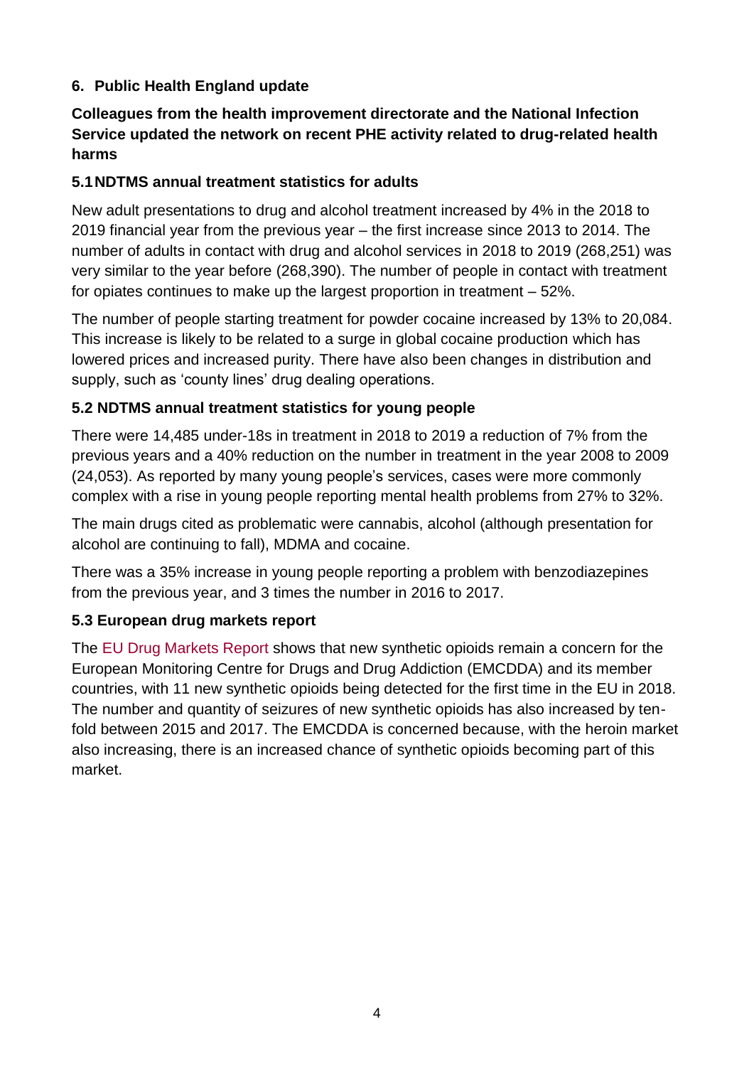## 6. Public Health England update

**Colleagues from the health improvement directorate and the National Infection Service updated the network on recent PHE activity related to drug-related health harms**

### 5.1 NDTMS annual treatment statistics for adults

New adult presentations to drug and alcohol treatment increased by 4% in the 2018 to 2019 financial year from the previous year – the first increase since 2013 to 2014. The number of adults in contact with drug and alcohol services in 2018 to 2019 (268,251) was very similar to the year before (268,390). The number of people in contact with treatment for opiates continues to make up the largest proportion in treatment – 52%.

The number of people starting treatment for powder cocaine increased by 13% to 20,084. This increase is likely to be related to a surge in global cocaine production which has lowered prices and increased purity. There have also been changes in distribution and supply, such as 'county lines' drug dealing operations.

### 5.2 NDTMS annual treatment statistics for young people

There were 14,485 under-18s in treatment in 2018 to 2019 a reduction of 7% from the previous years and a 40% reduction on the number in treatment in the year 2008 to 2009 (24,053). As reported by many young people's services, cases were more commonly complex with a rise in young people reporting mental health problems from 27% to 32%.

The main drugs cited as problematic were cannabis, alcohol (although presentation for alcohol are continuing to fall), MDMA and cocaine.

There was a 35% increase in young people reporting a problem with benzodiazepines from the previous year, and 3 times the number in 2016 to 2017.

### 5.3 European drug markets report

The EU Drug Markets Report shows that new synthetic opioids remain a concern for the European Monitoring Centre for Drugs and Drug Addiction (EMCDDA) and its member countries, with 11 new synthetic opioids being detected for the first time in the EU in 2018. The number and quantity of seizures of new synthetic opioids has also increased by ten-fold between 2015 and 2017. The EMCDDA is concerned because, with the heroin market also increasing, there is an increased chance of synthetic opioids becoming part of this market.